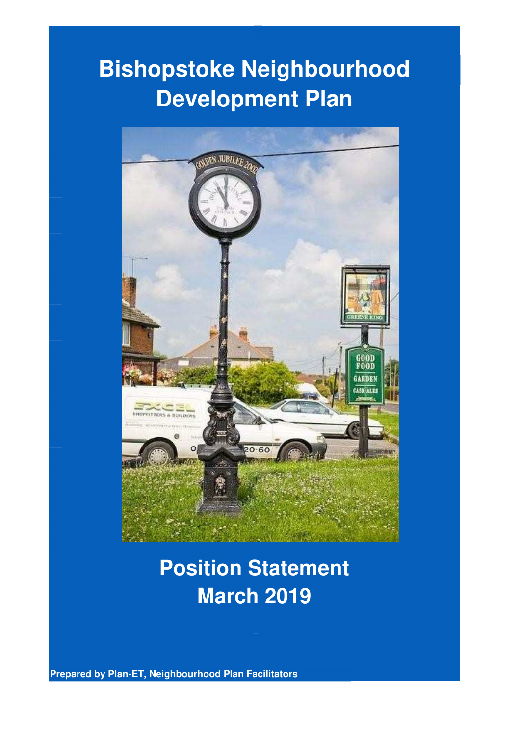# Bishopstoke Neighbourhood Development Plan

## Position Statement
## March 2019

**Prepared by Plan-ET, Neighbourhood Plan Facilitators**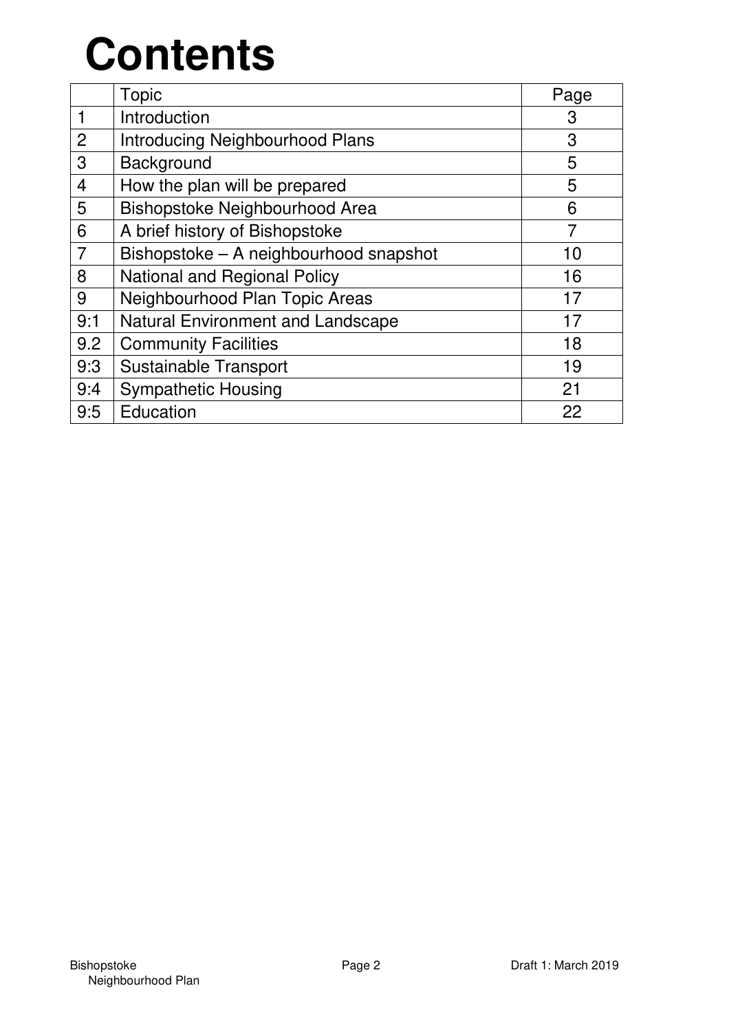# Contents

| | Topic | Page |
|---|---|---|
| 1 | Introduction | 3 |
| 2 | Introducing Neighbourhood Plans | 3 |
| 3 | Background | 5 |
| 4 | How the plan will be prepared | 5 |
| 5 | Bishopstoke Neighbourhood Area | 6 |
| 6 | A brief history of Bishopstoke | 7 |
| 7 | Bishopstoke – A neighbourhood snapshot | 10 |
| 8 | National and Regional Policy | 16 |
| 9 | Neighbourhood Plan Topic Areas | 17 |
| 9:1 | Natural Environment and Landscape | 17 |
| 9.2 | Community Facilities | 18 |
| 9:3 | Sustainable Transport | 19 |
| 9:4 | Sympathetic Housing | 21 |
| 9:5 | Education | 22 |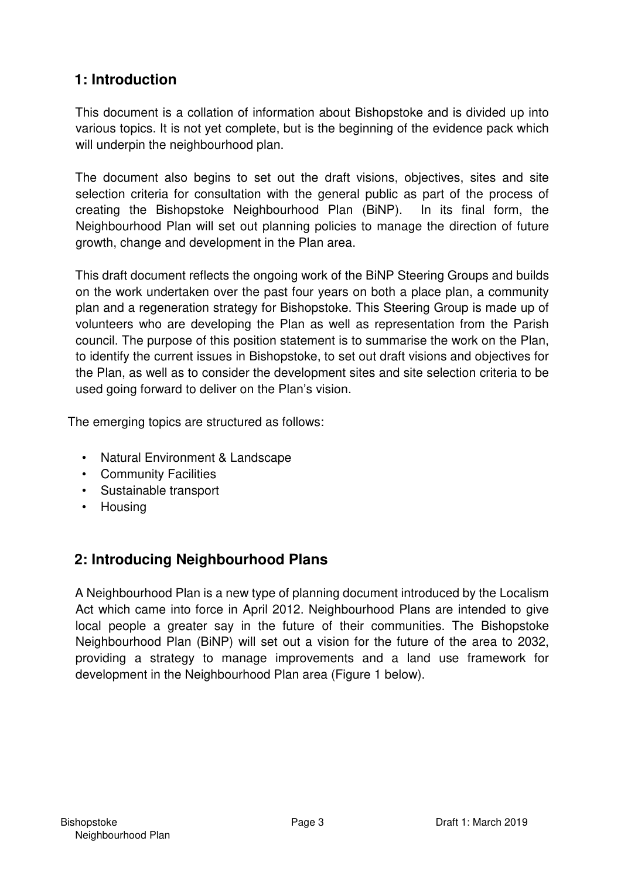## 1: Introduction

This document is a collation of information about Bishopstoke and is divided up into various topics. It is not yet complete, but is the beginning of the evidence pack which will underpin the neighbourhood plan.

The document also begins to set out the draft visions, objectives, sites and site selection criteria for consultation with the general public as part of the process of creating the Bishopstoke Neighbourhood Plan (BiNP). In its final form, the Neighbourhood Plan will set out planning policies to manage the direction of future growth, change and development in the Plan area.

This draft document reflects the ongoing work of the BiNP Steering Groups and builds on the work undertaken over the past four years on both a place plan, a community plan and a regeneration strategy for Bishopstoke. This Steering Group is made up of volunteers who are developing the Plan as well as representation from the Parish council. The purpose of this position statement is to summarise the work on the Plan, to identify the current issues in Bishopstoke, to set out draft visions and objectives for the Plan, as well as to consider the development sites and site selection criteria to be used going forward to deliver on the Plan's vision.

The emerging topics are structured as follows:

- Natural Environment & Landscape
- Community Facilities
- Sustainable transport
- Housing

## 2: Introducing Neighbourhood Plans

A Neighbourhood Plan is a new type of planning document introduced by the Localism Act which came into force in April 2012. Neighbourhood Plans are intended to give local people a greater say in the future of their communities. The Bishopstoke Neighbourhood Plan (BiNP) will set out a vision for the future of the area to 2032, providing a strategy to manage improvements and a land use framework for development in the Neighbourhood Plan area (Figure 1 below).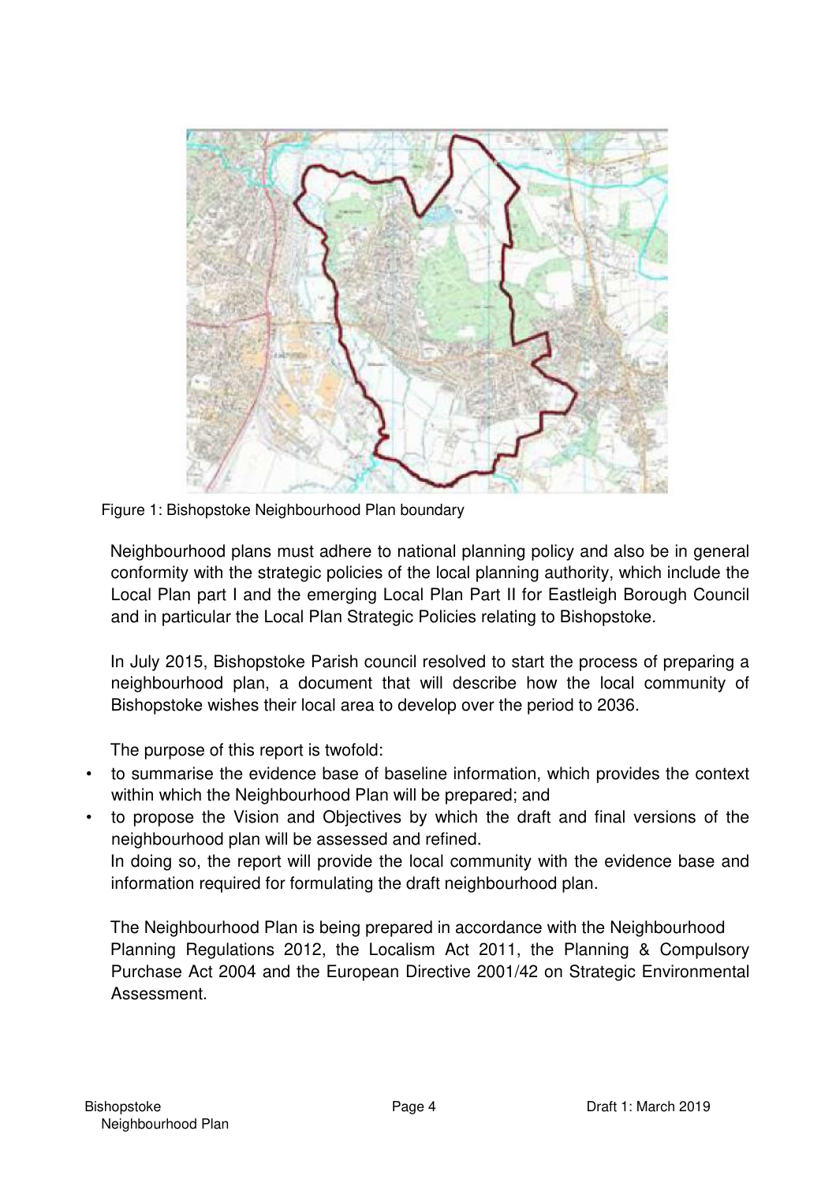Figure 1: Bishopstoke Neighbourhood Plan boundary

Neighbourhood plans must adhere to national planning policy and also be in general conformity with the strategic policies of the local planning authority, which include the Local Plan part I and the emerging Local Plan Part II for Eastleigh Borough Council and in particular the Local Plan Strategic Policies relating to Bishopstoke.

In July 2015, Bishopstoke Parish council resolved to start the process of preparing a neighbourhood plan, a document that will describe how the local community of Bishopstoke wishes their local area to develop over the period to 2036.

The purpose of this report is twofold:

- to summarise the evidence base of baseline information, which provides the context within which the Neighbourhood Plan will be prepared; and
- to propose the Vision and Objectives by which the draft and final versions of the neighbourhood plan will be assessed and refined.

In doing so, the report will provide the local community with the evidence base and information required for formulating the draft neighbourhood plan.

The Neighbourhood Plan is being prepared in accordance with the Neighbourhood Planning Regulations 2012, the Localism Act 2011, the Planning & Compulsory Purchase Act 2004 and the European Directive 2001/42 on Strategic Environmental Assessment.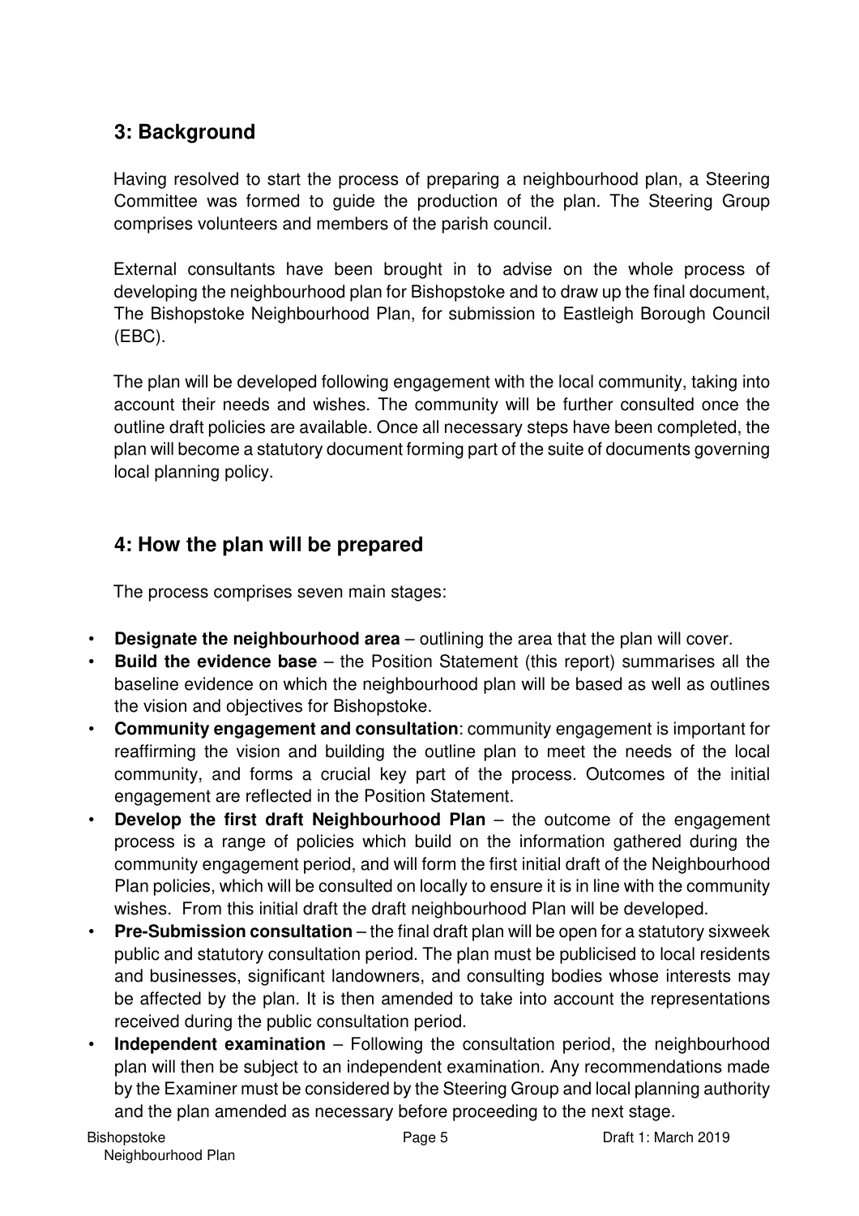## 3: Background

Having resolved to start the process of preparing a neighbourhood plan, a Steering Committee was formed to guide the production of the plan. The Steering Group comprises volunteers and members of the parish council.

External consultants have been brought in to advise on the whole process of developing the neighbourhood plan for Bishopstoke and to draw up the final document, The Bishopstoke Neighbourhood Plan, for submission to Eastleigh Borough Council (EBC).

The plan will be developed following engagement with the local community, taking into account their needs and wishes. The community will be further consulted once the outline draft policies are available. Once all necessary steps have been completed, the plan will become a statutory document forming part of the suite of documents governing local planning policy.

## 4: How the plan will be prepared

The process comprises seven main stages:

- **Designate the neighbourhood area** – outlining the area that the plan will cover.
- **Build the evidence base** – the Position Statement (this report) summarises all the baseline evidence on which the neighbourhood plan will be based as well as outlines the vision and objectives for Bishopstoke.
- **Community engagement and consultation**: community engagement is important for reaffirming the vision and building the outline plan to meet the needs of the local community, and forms a crucial key part of the process. Outcomes of the initial engagement are reflected in the Position Statement.
- **Develop the first draft Neighbourhood Plan** – the outcome of the engagement process is a range of policies which build on the information gathered during the community engagement period, and will form the first initial draft of the Neighbourhood Plan policies, which will be consulted on locally to ensure it is in line with the community wishes. From this initial draft the draft neighbourhood Plan will be developed.
- **Pre-Submission consultation** – the final draft plan will be open for a statutory sixweek public and statutory consultation period. The plan must be publicised to local residents and businesses, significant landowners, and consulting bodies whose interests may be affected by the plan. It is then amended to take into account the representations received during the public consultation period.
- **Independent examination** – Following the consultation period, the neighbourhood plan will then be subject to an independent examination. Any recommendations made by the Examiner must be considered by the Steering Group and local planning authority and the plan amended as necessary before proceeding to the next stage.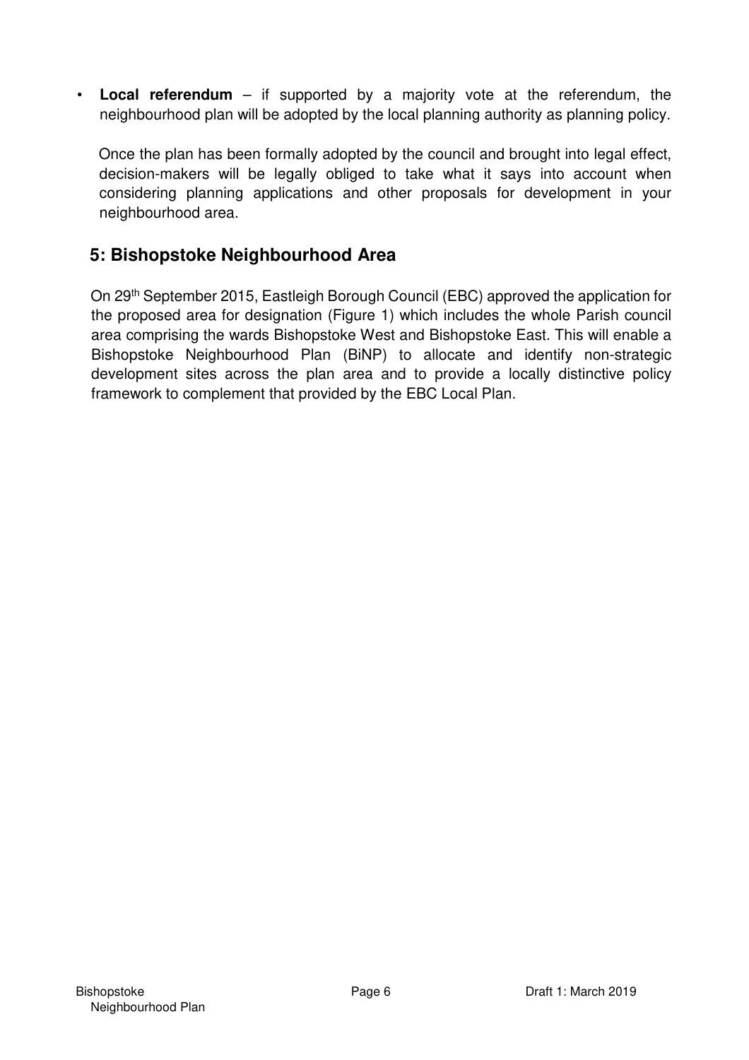- **Local referendum** – if supported by a majority vote at the referendum, the neighbourhood plan will be adopted by the local planning authority as planning policy.

  Once the plan has been formally adopted by the council and brought into legal effect, decision-makers will be legally obliged to take what it says into account when considering planning applications and other proposals for development in your neighbourhood area.

## 5: Bishopstoke Neighbourhood Area

On 29th September 2015, Eastleigh Borough Council (EBC) approved the application for the proposed area for designation (Figure 1) which includes the whole Parish council area comprising the wards Bishopstoke West and Bishopstoke East. This will enable a Bishopstoke Neighbourhood Plan (BiNP) to allocate and identify non-strategic development sites across the plan area and to provide a locally distinctive policy framework to complement that provided by the EBC Local Plan.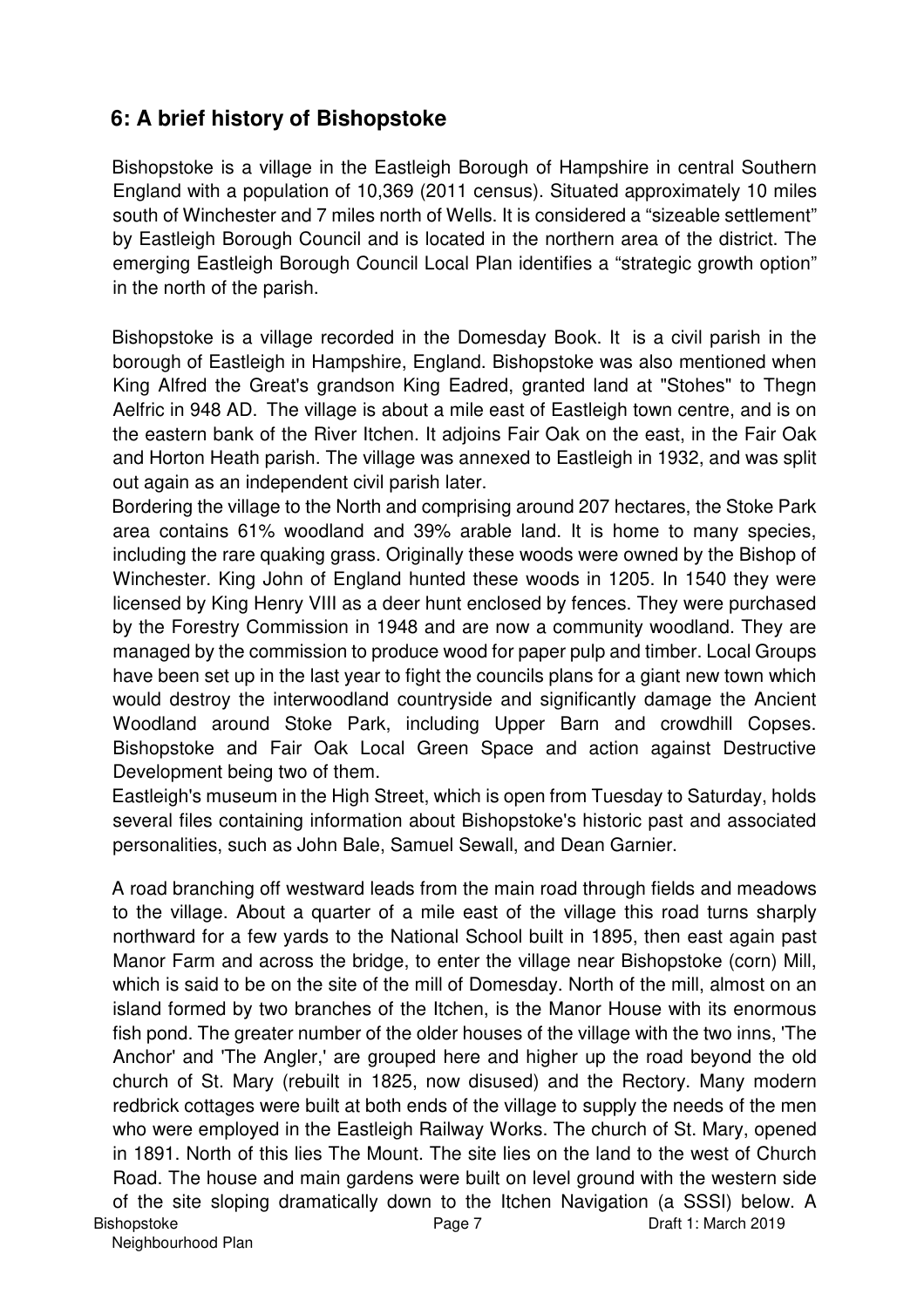## 6: A brief history of Bishopstoke

Bishopstoke is a village in the Eastleigh Borough of Hampshire in central Southern England with a population of 10,369 (2011 census). Situated approximately 10 miles south of Winchester and 7 miles north of Wells. It is considered a "sizeable settlement" by Eastleigh Borough Council and is located in the northern area of the district. The emerging Eastleigh Borough Council Local Plan identifies a "strategic growth option" in the north of the parish.

Bishopstoke is a village recorded in the Domesday Book. It is a civil parish in the borough of Eastleigh in Hampshire, England. Bishopstoke was also mentioned when King Alfred the Great's grandson King Eadred, granted land at "Stohes" to Thegn Aelfric in 948 AD. The village is about a mile east of Eastleigh town centre, and is on the eastern bank of the River Itchen. It adjoins Fair Oak on the east, in the Fair Oak and Horton Heath parish. The village was annexed to Eastleigh in 1932, and was split out again as an independent civil parish later.

Bordering the village to the North and comprising around 207 hectares, the Stoke Park area contains 61% woodland and 39% arable land. It is home to many species, including the rare quaking grass. Originally these woods were owned by the Bishop of Winchester. King John of England hunted these woods in 1205. In 1540 they were licensed by King Henry VIII as a deer hunt enclosed by fences. They were purchased by the Forestry Commission in 1948 and are now a community woodland. They are managed by the commission to produce wood for paper pulp and timber. Local Groups have been set up in the last year to fight the councils plans for a giant new town which would destroy the interwoodland countryside and significantly damage the Ancient Woodland around Stoke Park, including Upper Barn and crowdhill Copses. Bishopstoke and Fair Oak Local Green Space and action against Destructive Development being two of them.

Eastleigh's museum in the High Street, which is open from Tuesday to Saturday, holds several files containing information about Bishopstoke's historic past and associated personalities, such as John Bale, Samuel Sewall, and Dean Garnier.

A road branching off westward leads from the main road through fields and meadows to the village. About a quarter of a mile east of the village this road turns sharply northward for a few yards to the National School built in 1895, then east again past Manor Farm and across the bridge, to enter the village near Bishopstoke (corn) Mill, which is said to be on the site of the mill of Domesday. North of the mill, almost on an island formed by two branches of the Itchen, is the Manor House with its enormous fish pond. The greater number of the older houses of the village with the two inns, 'The Anchor' and 'The Angler,' are grouped here and higher up the road beyond the old church of St. Mary (rebuilt in 1825, now disused) and the Rectory. Many modern redbrick cottages were built at both ends of the village to supply the needs of the men who were employed in the Eastleigh Railway Works. The church of St. Mary, opened in 1891. North of this lies The Mount. The site lies on the land to the west of Church Road. The house and main gardens were built on level ground with the western side of the site sloping dramatically down to the Itchen Navigation (a SSSI) below. A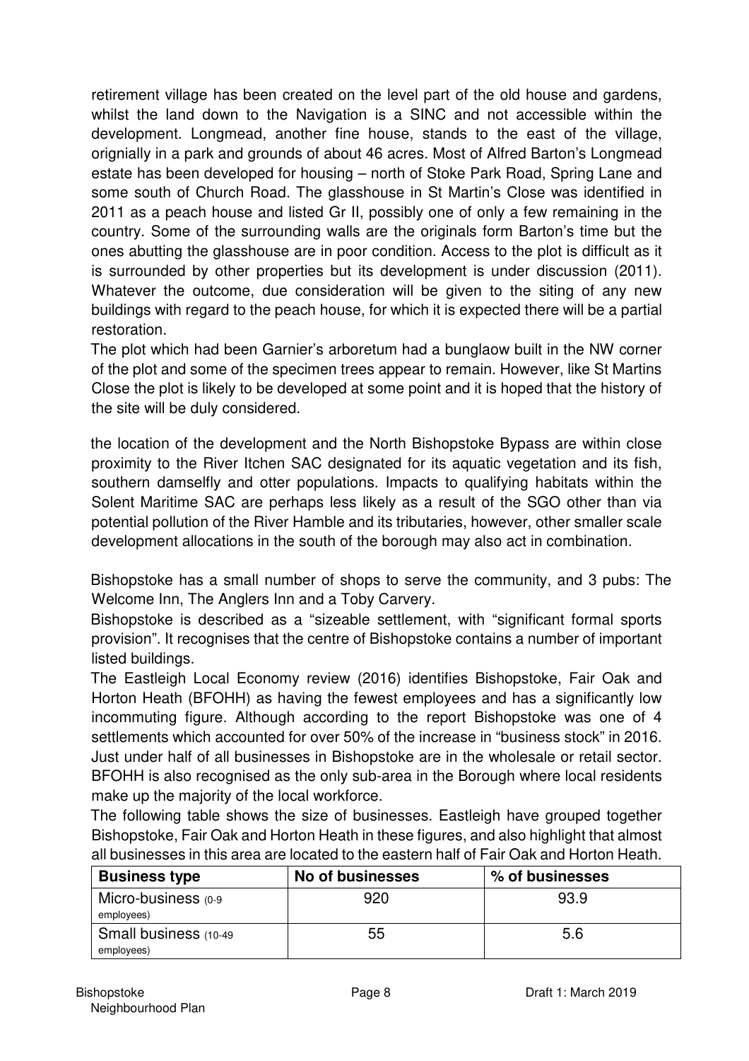retirement village has been created on the level part of the old house and gardens, whilst the land down to the Navigation is a SINC and not accessible within the development. Longmead, another fine house, stands to the east of the village, orignially in a park and grounds of about 46 acres. Most of Alfred Barton's Longmead estate has been developed for housing – north of Stoke Park Road, Spring Lane and some south of Church Road. The glasshouse in St Martin's Close was identified in 2011 as a peach house and listed Gr II, possibly one of only a few remaining in the country. Some of the surrounding walls are the originals form Barton's time but the ones abutting the glasshouse are in poor condition. Access to the plot is difficult as it is surrounded by other properties but its development is under discussion (2011). Whatever the outcome, due consideration will be given to the siting of any new buildings with regard to the peach house, for which it is expected there will be a partial restoration.

The plot which had been Garnier's arboretum had a bunglaow built in the NW corner of the plot and some of the specimen trees appear to remain. However, like St Martins Close the plot is likely to be developed at some point and it is hoped that the history of the site will be duly considered.

the location of the development and the North Bishopstoke Bypass are within close proximity to the River Itchen SAC designated for its aquatic vegetation and its fish, southern damselfly and otter populations. Impacts to qualifying habitats within the Solent Maritime SAC are perhaps less likely as a result of the SGO other than via potential pollution of the River Hamble and its tributaries, however, other smaller scale development allocations in the south of the borough may also act in combination.

Bishopstoke has a small number of shops to serve the community, and 3 pubs: The Welcome Inn, The Anglers Inn and a Toby Carvery.

Bishopstoke is described as a "sizeable settlement, with "significant formal sports provision". It recognises that the centre of Bishopstoke contains a number of important listed buildings.

The Eastleigh Local Economy review (2016) identifies Bishopstoke, Fair Oak and Horton Heath (BFOHH) as having the fewest employees and has a significantly low incommuting figure. Although according to the report Bishopstoke was one of 4 settlements which accounted for over 50% of the increase in "business stock" in 2016. Just under half of all businesses in Bishopstoke are in the wholesale or retail sector. BFOHH is also recognised as the only sub-area in the Borough where local residents make up the majority of the local workforce.

The following table shows the size of businesses. Eastleigh have grouped together Bishopstoke, Fair Oak and Horton Heath in these figures, and also highlight that almost all businesses in this area are located to the eastern half of Fair Oak and Horton Heath.

| Business type | No of businesses | % of businesses |
|---|---|---|
| Micro-business (0-9 employees) | 920 | 93.9 |
| Small business (10-49 employees) | 55 | 5.6 |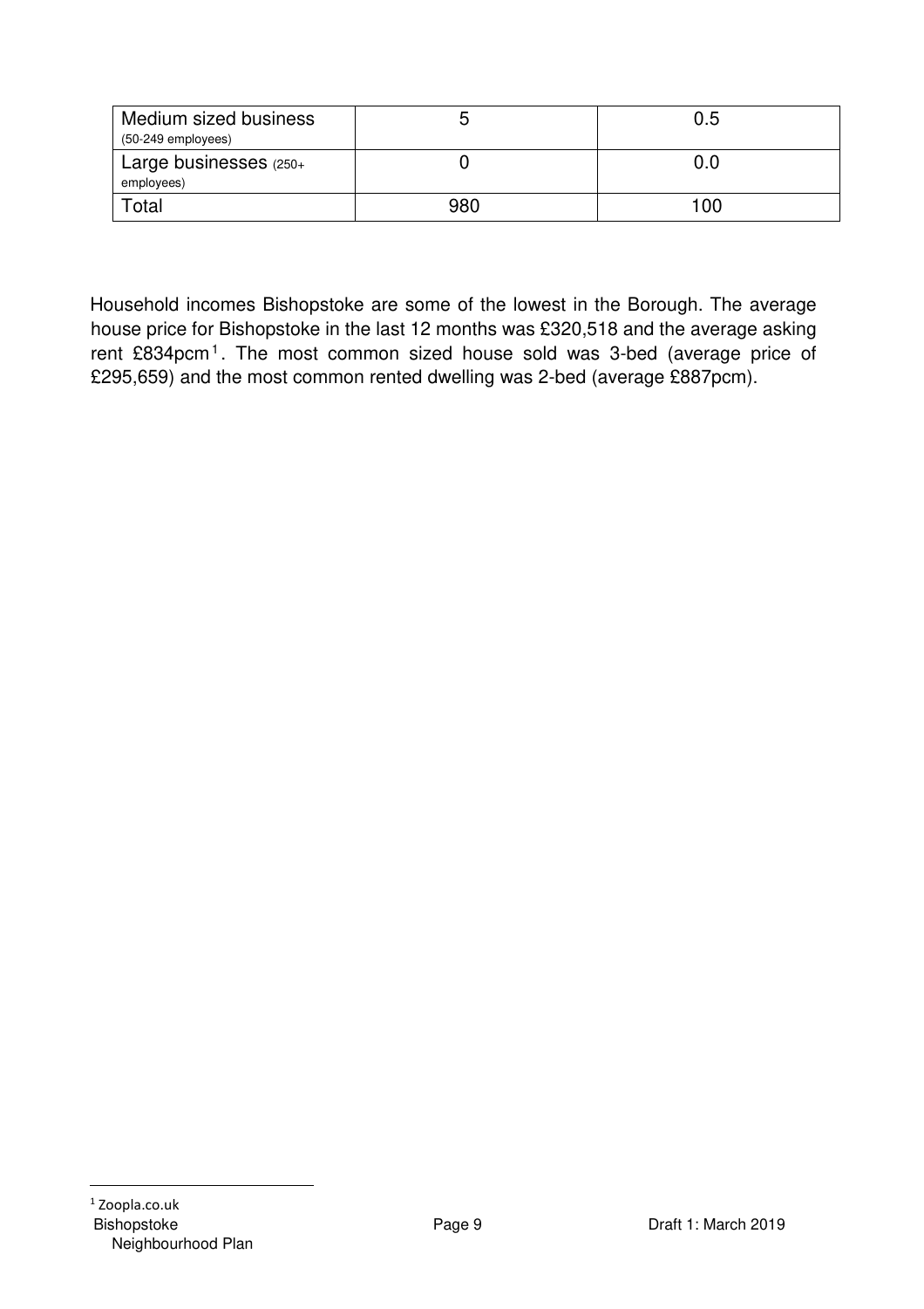| Medium sized business (50-249 employees) | 5 | 0.5 |
|---|---|---|
| Large businesses (250+ employees) | 0 | 0.0 |
| Total | 980 | 100 |

Household incomes Bishopstoke are some of the lowest in the Borough. The average house price for Bishopstoke in the last 12 months was £320,518 and the average asking rent £834pcm[1]. The most common sized house sold was 3-bed (average price of £295,659) and the most common rented dwelling was 2-bed (average £887pcm).

[1] Zoopla.co.uk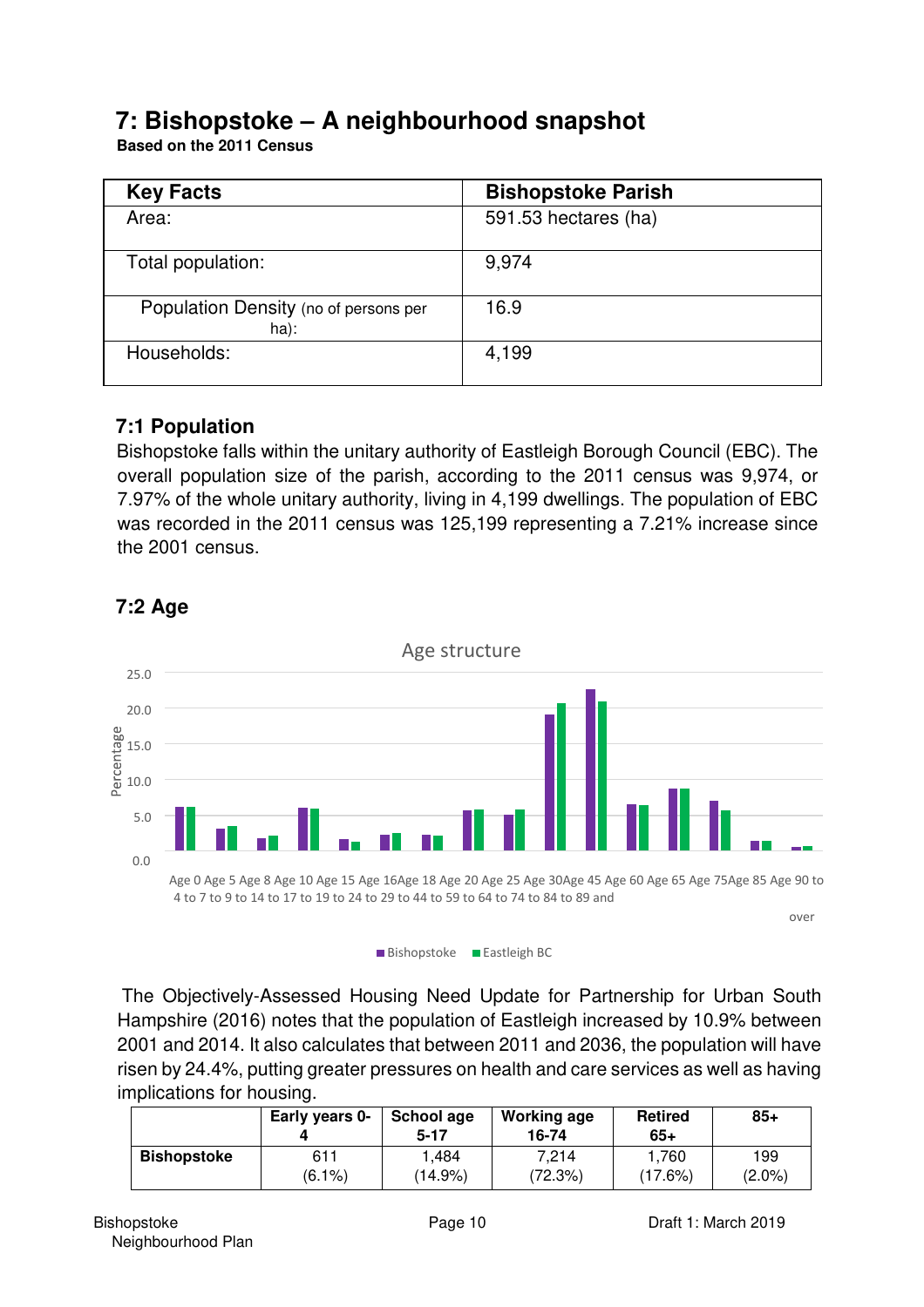# 7: Bishopstoke – A neighbourhood snapshot

**Based on the 2011 Census**

| Key Facts | Bishopstoke Parish |
|---|---|
| Area: | 591.53 hectares (ha) |
| Total population: | 9,974 |
| Population Density (no of persons per ha): | 16.9 |
| Households: | 4,199 |

## 7:1 Population

Bishopstoke falls within the unitary authority of Eastleigh Borough Council (EBC). The overall population size of the parish, according to the 2011 census was 9,974, or 7.97% of the whole unitary authority, living in 4,199 dwellings. The population of EBC was recorded in the 2011 census was 125,199 representing a 7.21% increase since the 2001 census.

## 7:2 Age

Age structure

Percentage

Age 0 to 4, Age 5 to 7, Age 8 to 9, Age 10 to 14, Age 15 to 17, Age 16 to 19, Age 18 to 24, Age 20 to 29, Age 25 to 44, Age 30 to 59, Age 45 to 64, Age 60 to 74, Age 65 to 84, Age 75 to 89, Age 85 and over, Age 90 to

Bishopstoke, Eastleigh BC

The Objectively-Assessed Housing Need Update for Partnership for Urban South Hampshire (2016) notes that the population of Eastleigh increased by 10.9% between 2001 and 2014. It also calculates that between 2011 and 2036, the population will have risen by 24.4%, putting greater pressures on health and care services as well as having implications for housing.

| | Early years 0-4 | School age 5-17 | Working age 16-74 | Retired 65+ | 85+ |
|---|---|---|---|---|---|
| **Bishopstoke** | 611 (6.1%) | 1,484 (14.9%) | 7,214 (72.3%) | 1,760 (17.6%) | 199 (2.0%) |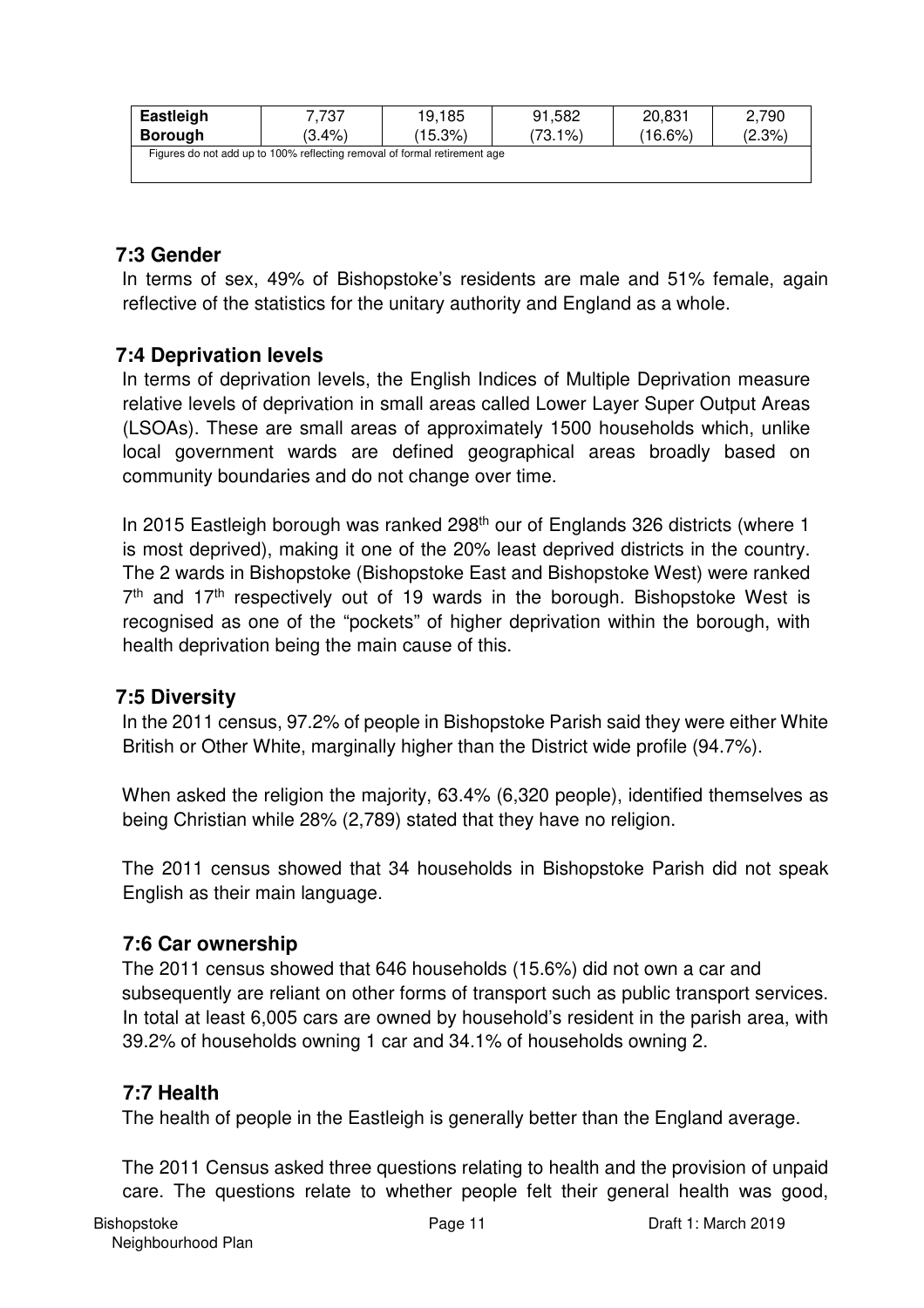| Eastleigh Borough | 7,737 (3.4%) | 19,185 (15.3%) | 91,582 (73.1%) | 20,831 (16.6%) | 2,790 (2.3%) |
| --- | --- | --- | --- | --- | --- |
| Figures do not add up to 100% reflecting removal of formal retirement age | | | | | |

### 7:3 Gender

In terms of sex, 49% of Bishopstoke's residents are male and 51% female, again reflective of the statistics for the unitary authority and England as a whole.

### 7:4 Deprivation levels

In terms of deprivation levels, the English Indices of Multiple Deprivation measure relative levels of deprivation in small areas called Lower Layer Super Output Areas (LSOAs). These are small areas of approximately 1500 households which, unlike local government wards are defined geographical areas broadly based on community boundaries and do not change over time.

In 2015 Eastleigh borough was ranked 298th our of Englands 326 districts (where 1 is most deprived), making it one of the 20% least deprived districts in the country. The 2 wards in Bishopstoke (Bishopstoke East and Bishopstoke West) were ranked 7th and 17th respectively out of 19 wards in the borough. Bishopstoke West is recognised as one of the "pockets" of higher deprivation within the borough, with health deprivation being the main cause of this.

### 7:5 Diversity

In the 2011 census, 97.2% of people in Bishopstoke Parish said they were either White British or Other White, marginally higher than the District wide profile (94.7%).

When asked the religion the majority, 63.4% (6,320 people), identified themselves as being Christian while 28% (2,789) stated that they have no religion.

The 2011 census showed that 34 households in Bishopstoke Parish did not speak English as their main language.

### 7:6 Car ownership

The 2011 census showed that 646 households (15.6%) did not own a car and subsequently are reliant on other forms of transport such as public transport services. In total at least 6,005 cars are owned by household's resident in the parish area, with 39.2% of households owning 1 car and 34.1% of households owning 2.

### 7:7 Health

The health of people in the Eastleigh is generally better than the England average.

The 2011 Census asked three questions relating to health and the provision of unpaid care. The questions relate to whether people felt their general health was good,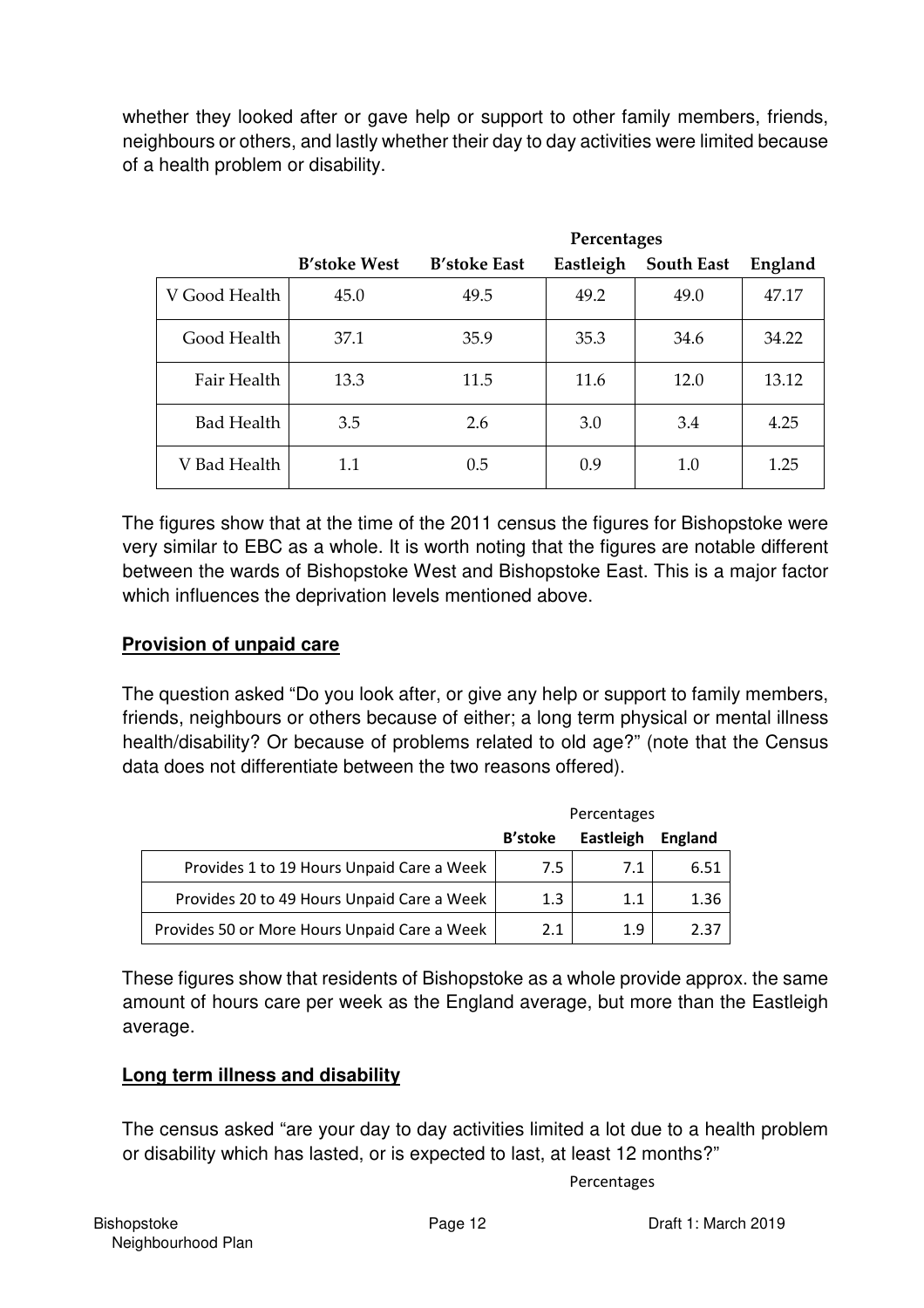whether they looked after or gave help or support to other family members, friends, neighbours or others, and lastly whether their day to day activities were limited because of a health problem or disability.

| | Percentages | | | | |
|---|---|---|---|---|---|
| | B'stoke West | B'stoke East | Eastleigh | South East | England |
| V Good Health | 45.0 | 49.5 | 49.2 | 49.0 | 47.17 |
| Good Health | 37.1 | 35.9 | 35.3 | 34.6 | 34.22 |
| Fair Health | 13.3 | 11.5 | 11.6 | 12.0 | 13.12 |
| Bad Health | 3.5 | 2.6 | 3.0 | 3.4 | 4.25 |
| V Bad Health | 1.1 | 0.5 | 0.9 | 1.0 | 1.25 |

The figures show that at the time of the 2011 census the figures for Bishopstoke were very similar to EBC as a whole. It is worth noting that the figures are notable different between the wards of Bishopstoke West and Bishopstoke East. This is a major factor which influences the deprivation levels mentioned above.

**Provision of unpaid care**

The question asked "Do you look after, or give any help or support to family members, friends, neighbours or others because of either; a long term physical or mental illness health/disability? Or because of problems related to old age?" (note that the Census data does not differentiate between the two reasons offered).

| | Percentages | | |
|---|---|---|---|
| | B'stoke | Eastleigh | England |
| Provides 1 to 19 Hours Unpaid Care a Week | 7.5 | 7.1 | 6.51 |
| Provides 20 to 49 Hours Unpaid Care a Week | 1.3 | 1.1 | 1.36 |
| Provides 50 or More Hours Unpaid Care a Week | 2.1 | 1.9 | 2.37 |

These figures show that residents of Bishopstoke as a whole provide approx. the same amount of hours care per week as the England average, but more than the Eastleigh average.

**Long term illness and disability**

The census asked "are your day to day activities limited a lot due to a health problem or disability which has lasted, or is expected to last, at least 12 months?"

Percentages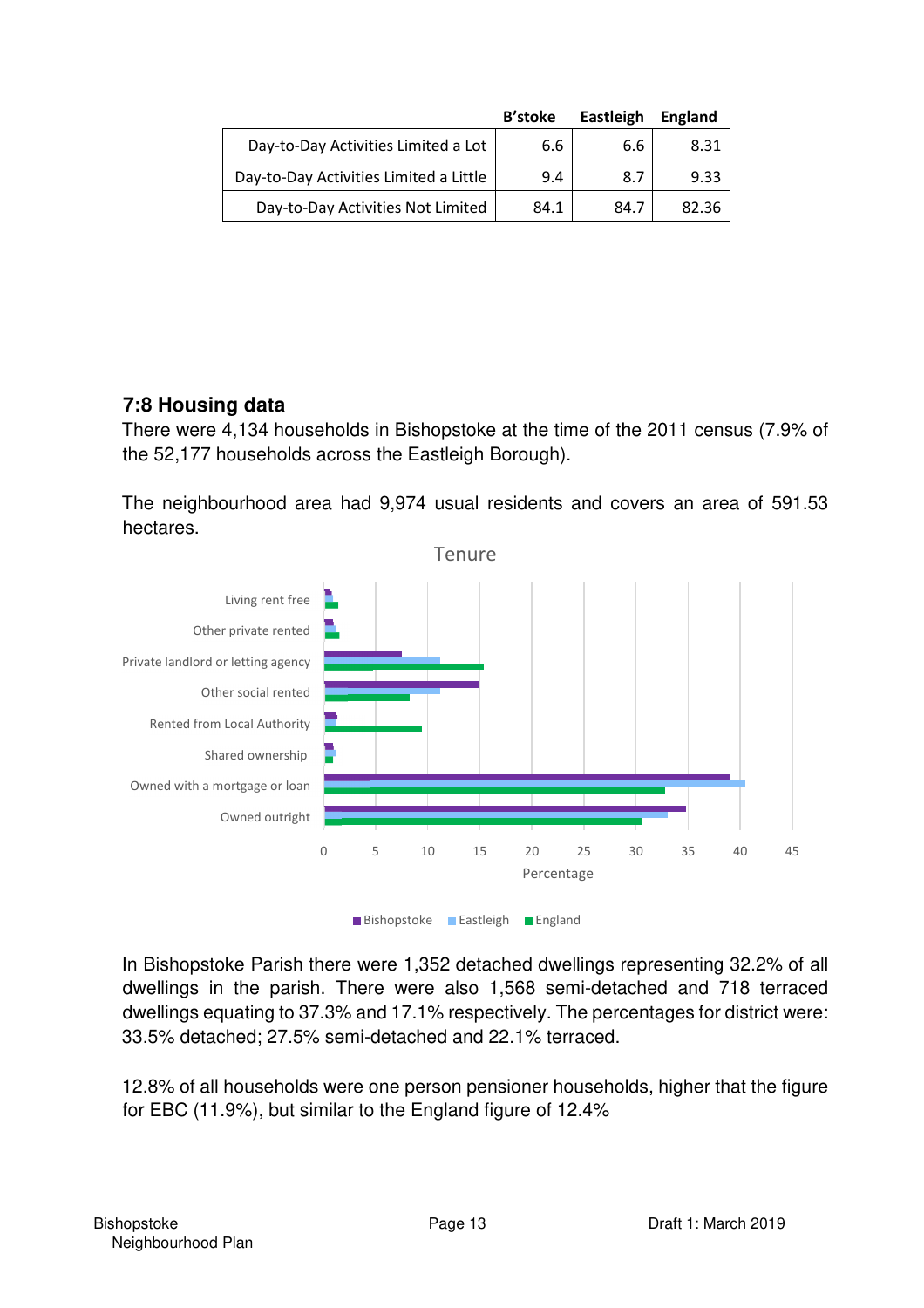| | B'stoke | Eastleigh | England |
|---|---|---|---|
| Day-to-Day Activities Limited a Lot | 6.6 | 6.6 | 8.31 |
| Day-to-Day Activities Limited a Little | 9.4 | 8.7 | 9.33 |
| Day-to-Day Activities Not Limited | 84.1 | 84.7 | 82.36 |

## 7:8 Housing data

There were 4,134 households in Bishopstoke at the time of the 2011 census (7.9% of the 52,177 households across the Eastleigh Borough).

The neighbourhood area had 9,974 usual residents and covers an area of 591.53 hectares.

Tenure

Living rent free
Other private rented
Private landlord or letting agency
Other social rented
Rented from Local Authority
Shared ownership
Owned with a mortgage or loan
Owned outright

0 5 10 15 20 25 30 35 40 45

Percentage

Bishopstoke Eastleigh England

In Bishopstoke Parish there were 1,352 detached dwellings representing 32.2% of all dwellings in the parish. There were also 1,568 semi-detached and 718 terraced dwellings equating to 37.3% and 17.1% respectively. The percentages for district were: 33.5% detached; 27.5% semi-detached and 22.1% terraced.

12.8% of all households were one person pensioner households, higher that the figure for EBC (11.9%), but similar to the England figure of 12.4%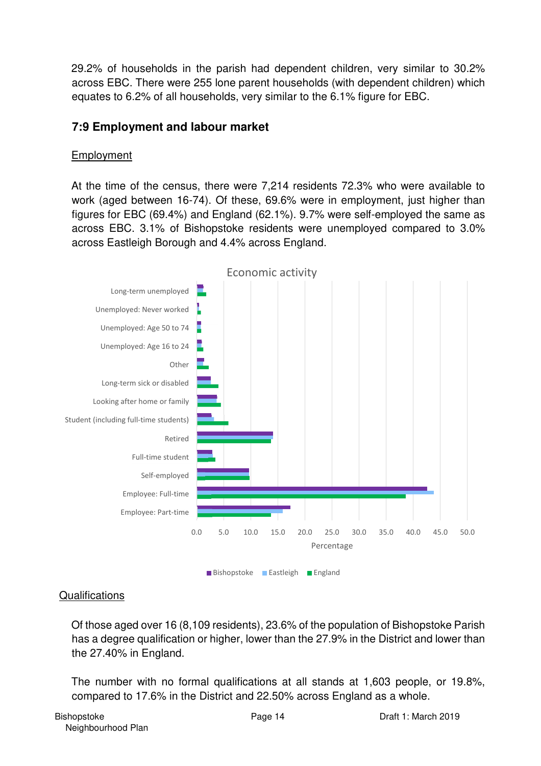29.2% of households in the parish had dependent children, very similar to 30.2% across EBC. There were 255 lone parent households (with dependent children) which equates to 6.2% of all households, very similar to the 6.1% figure for EBC.

### 7:9 Employment and labour market

Employment

At the time of the census, there were 7,214 residents 72.3% who were available to work (aged between 16-74). Of these, 69.6% were in employment, just higher than figures for EBC (69.4%) and England (62.1%). 9.7% were self-employed the same as across EBC. 3.1% of Bishopstoke residents were unemployed compared to 3.0% across Eastleigh Borough and 4.4% across England.

Economic activity

Long-term unemployed
Unemployed: Never worked
Unemployed: Age 50 to 74
Unemployed: Age 16 to 24
Other
Long-term sick or disabled
Looking after home or family
Student (including full-time students)
Retired
Full-time student
Self-employed
Employee: Full-time
Employee: Part-time

0.0 5.0 10.0 15.0 20.0 25.0 30.0 35.0 40.0 45.0 50.0

Percentage

Bishopstoke Eastleigh England

Qualifications

Of those aged over 16 (8,109 residents), 23.6% of the population of Bishopstoke Parish has a degree qualification or higher, lower than the 27.9% in the District and lower than the 27.40% in England.

The number with no formal qualifications at all stands at 1,603 people, or 19.8%, compared to 17.6% in the District and 22.50% across England as a whole.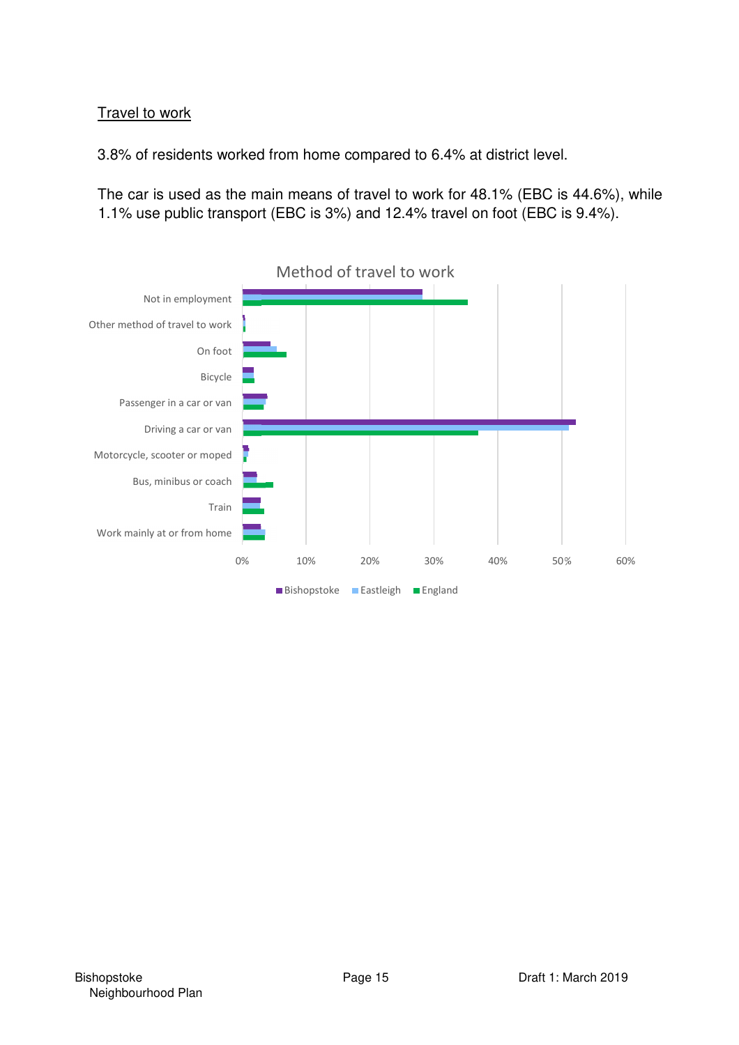## Travel to work

3.8% of residents worked from home compared to 6.4% at district level.

The car is used as the main means of travel to work for 48.1% (EBC is 44.6%), while 1.1% use public transport (EBC is 3%) and 12.4% travel on foot (EBC is 9.4%).

Method of travel to work

Not in employment
Other method of travel to work
On foot
Bicycle
Passenger in a car or van
Driving a car or van
Motorcycle, scooter or moped
Bus, minibus or coach
Train
Work mainly at or from home

0% 10% 20% 30% 40% 50% 60%

Bishopstoke Eastleigh England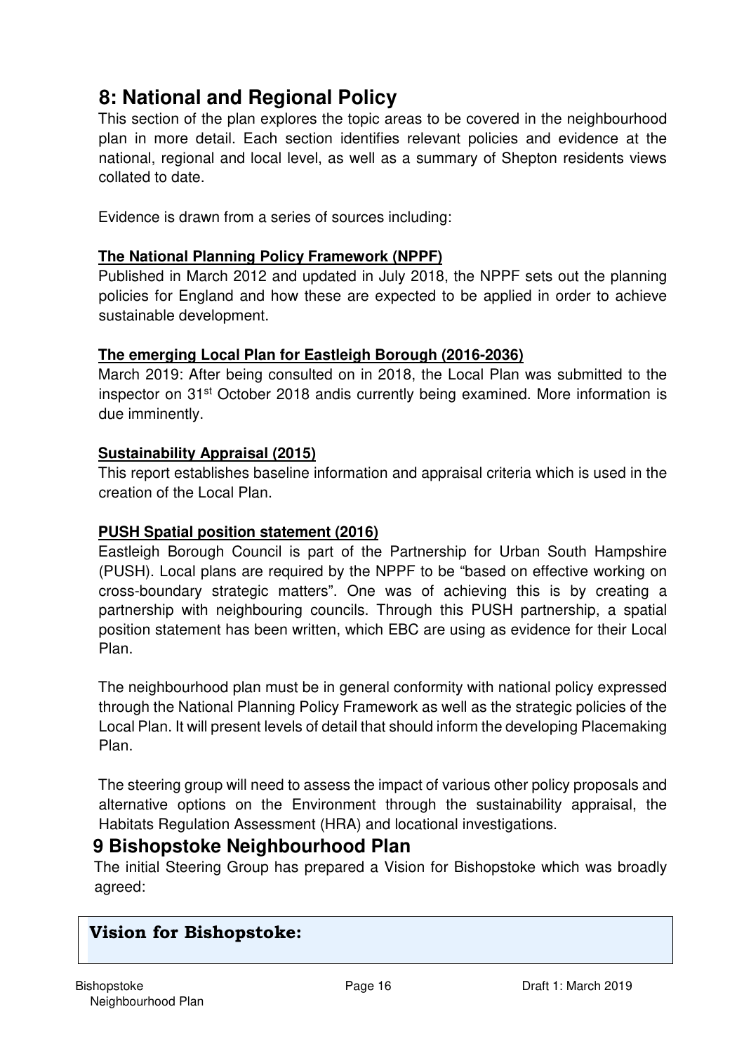## 8: National and Regional Policy

This section of the plan explores the topic areas to be covered in the neighbourhood plan in more detail. Each section identifies relevant policies and evidence at the national, regional and local level, as well as a summary of Shepton residents views collated to date.

Evidence is drawn from a series of sources including:

**The National Planning Policy Framework (NPPF)**

Published in March 2012 and updated in July 2018, the NPPF sets out the planning policies for England and how these are expected to be applied in order to achieve sustainable development.

**The emerging Local Plan for Eastleigh Borough (2016-2036)**

March 2019: After being consulted on in 2018, the Local Plan was submitted to the inspector on 31st October 2018 andis currently being examined. More information is due imminently.

**Sustainability Appraisal (2015)**

This report establishes baseline information and appraisal criteria which is used in the creation of the Local Plan.

**PUSH Spatial position statement (2016)**

Eastleigh Borough Council is part of the Partnership for Urban South Hampshire (PUSH). Local plans are required by the NPPF to be "based on effective working on cross-boundary strategic matters". One was of achieving this is by creating a partnership with neighbouring councils. Through this PUSH partnership, a spatial position statement has been written, which EBC are using as evidence for their Local Plan.

The neighbourhood plan must be in general conformity with national policy expressed through the National Planning Policy Framework as well as the strategic policies of the Local Plan. It will present levels of detail that should inform the developing Placemaking Plan.

The steering group will need to assess the impact of various other policy proposals and alternative options on the Environment through the sustainability appraisal, the Habitats Regulation Assessment (HRA) and locational investigations.

## 9 Bishopstoke Neighbourhood Plan

The initial Steering Group has prepared a Vision for Bishopstoke which was broadly agreed:

**Vision for Bishopstoke:**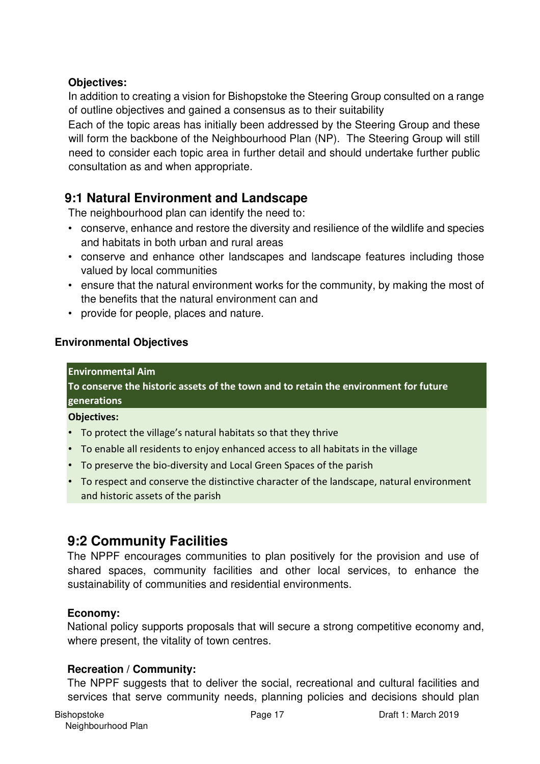**Objectives:**

In addition to creating a vision for Bishopstoke the Steering Group consulted on a range of outline objectives and gained a consensus as to their suitability

Each of the topic areas has initially been addressed by the Steering Group and these will form the backbone of the Neighbourhood Plan (NP). The Steering Group will still need to consider each topic area in further detail and should undertake further public consultation as and when appropriate.

## 9:1 Natural Environment and Landscape

The neighbourhood plan can identify the need to:

- conserve, enhance and restore the diversity and resilience of the wildlife and species and habitats in both urban and rural areas
- conserve and enhance other landscapes and landscape features including those valued by local communities
- ensure that the natural environment works for the community, by making the most of the benefits that the natural environment can and
- provide for people, places and nature.

### Environmental Objectives

**Environmental Aim**

**To conserve the historic assets of the town and to retain the environment for future generations**

**Objectives:**

- To protect the village's natural habitats so that they thrive
- To enable all residents to enjoy enhanced access to all habitats in the village
- To preserve the bio-diversity and Local Green Spaces of the parish
- To respect and conserve the distinctive character of the landscape, natural environment and historic assets of the parish

## 9:2 Community Facilities

The NPPF encourages communities to plan positively for the provision and use of shared spaces, community facilities and other local services, to enhance the sustainability of communities and residential environments.

**Economy:**

National policy supports proposals that will secure a strong competitive economy and, where present, the vitality of town centres.

**Recreation / Community:**

The NPPF suggests that to deliver the social, recreational and cultural facilities and services that serve community needs, planning policies and decisions should plan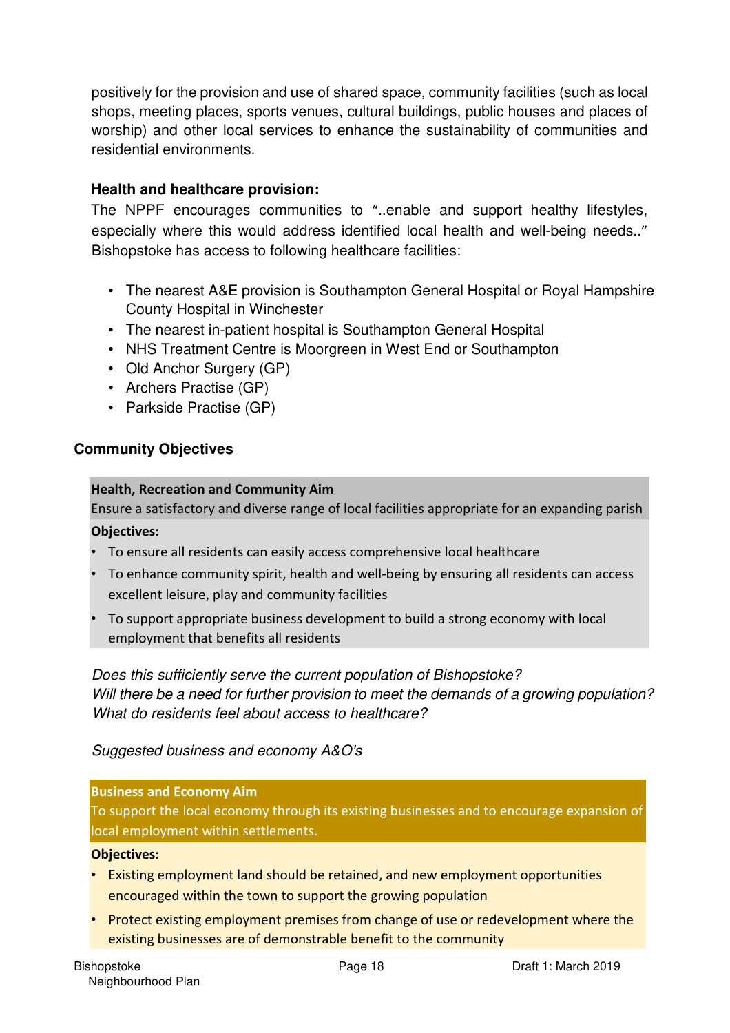positively for the provision and use of shared space, community facilities (such as local shops, meeting places, sports venues, cultural buildings, public houses and places of worship) and other local services to enhance the sustainability of communities and residential environments.

**Health and healthcare provision:**

The NPPF encourages communities to "..enable and support healthy lifestyles, especially where this would address identified local health and well-being needs.." Bishopstoke has access to following healthcare facilities:

- The nearest A&E provision is Southampton General Hospital or Royal Hampshire County Hospital in Winchester
- The nearest in-patient hospital is Southampton General Hospital
- NHS Treatment Centre is Moorgreen in West End or Southampton
- Old Anchor Surgery (GP)
- Archers Practise (GP)
- Parkside Practise (GP)

### Community Objectives

**Health, Recreation and Community Aim**

Ensure a satisfactory and diverse range of local facilities appropriate for an expanding parish

**Objectives:**

- To ensure all residents can easily access comprehensive local healthcare
- To enhance community spirit, health and well-being by ensuring all residents can access excellent leisure, play and community facilities
- To support appropriate business development to build a strong economy with local employment that benefits all residents

*Does this sufficiently serve the current population of Bishopstoke?*
*Will there be a need for further provision to meet the demands of a growing population?*
*What do residents feel about access to healthcare?*

*Suggested business and economy A&O's*

**Business and Economy Aim**

To support the local economy through its existing businesses and to encourage expansion of local employment within settlements.

**Objectives:**

- Existing employment land should be retained, and new employment opportunities encouraged within the town to support the growing population
- Protect existing employment premises from change of use or redevelopment where the existing businesses are of demonstrable benefit to the community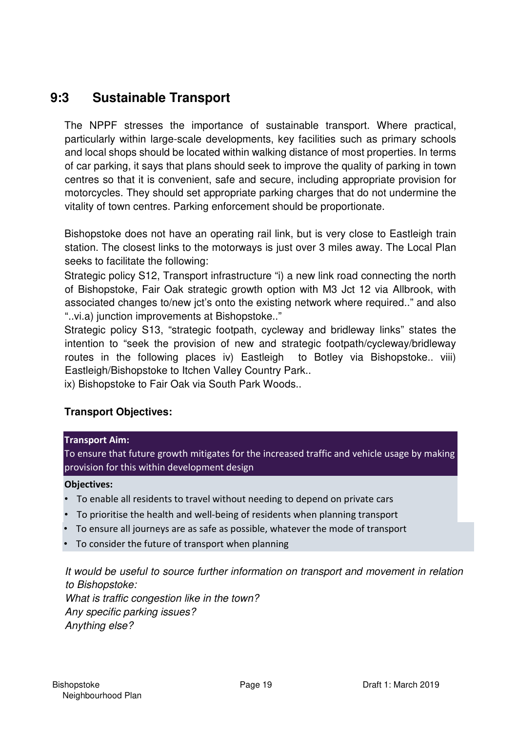## 9:3 Sustainable Transport

The NPPF stresses the importance of sustainable transport. Where practical, particularly within large-scale developments, key facilities such as primary schools and local shops should be located within walking distance of most properties. In terms of car parking, it says that plans should seek to improve the quality of parking in town centres so that it is convenient, safe and secure, including appropriate provision for motorcycles. They should set appropriate parking charges that do not undermine the vitality of town centres. Parking enforcement should be proportionate.

Bishopstoke does not have an operating rail link, but is very close to Eastleigh train station. The closest links to the motorways is just over 3 miles away. The Local Plan seeks to facilitate the following:

Strategic policy S12, Transport infrastructure "i) a new link road connecting the north of Bishopstoke, Fair Oak strategic growth option with M3 Jct 12 via Allbrook, with associated changes to/new jct's onto the existing network where required.." and also "..vi.a) junction improvements at Bishopstoke.."

Strategic policy S13, "strategic footpath, cycleway and bridleway links" states the intention to "seek the provision of new and strategic footpath/cycleway/bridleway routes in the following places iv) Eastleigh to Botley via Bishopstoke.. viii) Eastleigh/Bishopstoke to Itchen Valley Country Park..

ix) Bishopstoke to Fair Oak via South Park Woods..

**Transport Objectives:**

**Transport Aim:**

To ensure that future growth mitigates for the increased traffic and vehicle usage by making provision for this within development design

**Objectives:**

- To enable all residents to travel without needing to depend on private cars
- To prioritise the health and well-being of residents when planning transport
- To ensure all journeys are as safe as possible, whatever the mode of transport
- To consider the future of transport when planning

*It would be useful to source further information on transport and movement in relation to Bishopstoke:*
*What is traffic congestion like in the town?*
*Any specific parking issues?*
*Anything else?*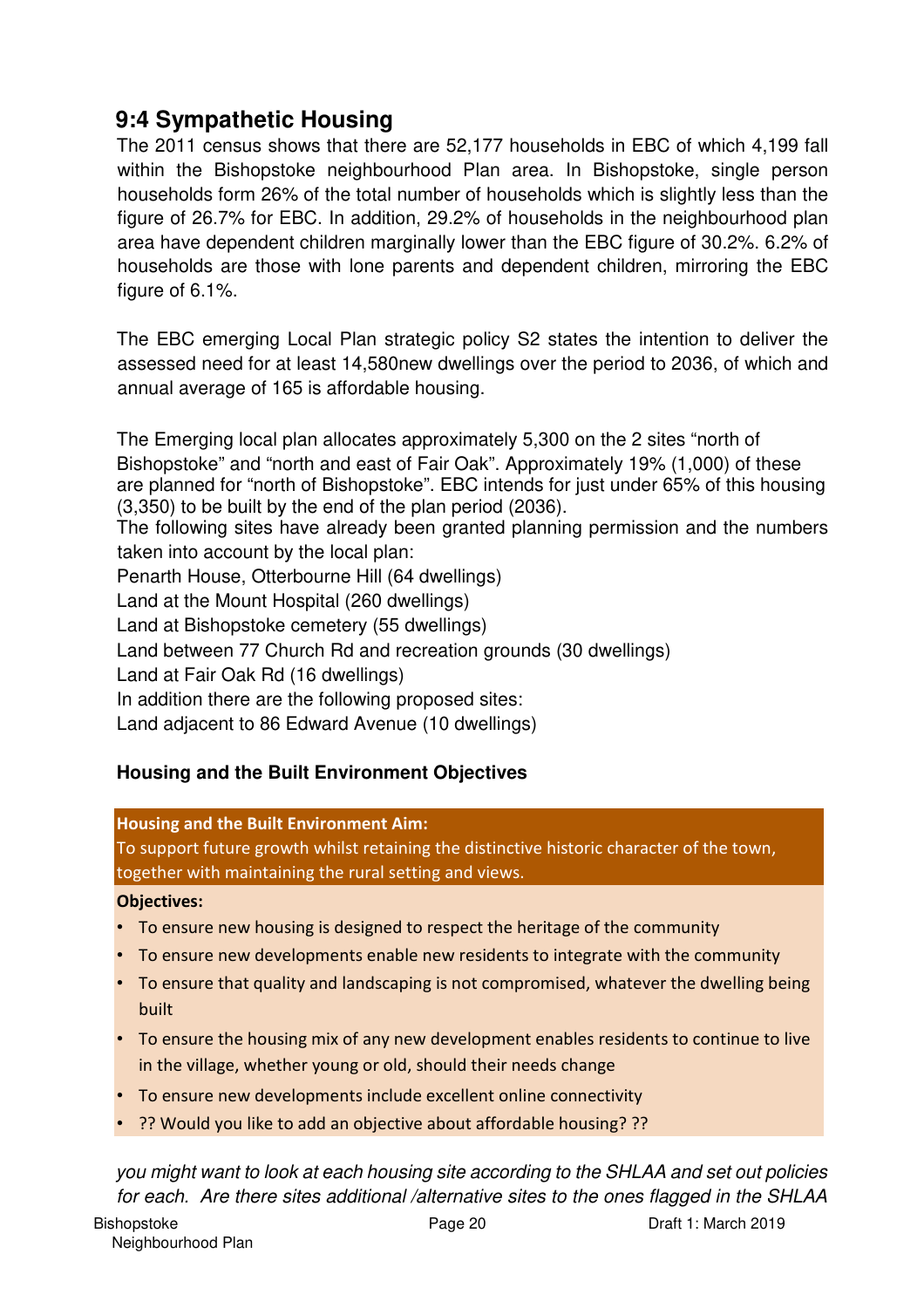## 9:4 Sympathetic Housing

The 2011 census shows that there are 52,177 households in EBC of which 4,199 fall within the Bishopstoke neighbourhood Plan area. In Bishopstoke, single person households form 26% of the total number of households which is slightly less than the figure of 26.7% for EBC. In addition, 29.2% of households in the neighbourhood plan area have dependent children marginally lower than the EBC figure of 30.2%. 6.2% of households are those with lone parents and dependent children, mirroring the EBC figure of 6.1%.

The EBC emerging Local Plan strategic policy S2 states the intention to deliver the assessed need for at least 14,580new dwellings over the period to 2036, of which and annual average of 165 is affordable housing.

The Emerging local plan allocates approximately 5,300 on the 2 sites "north of Bishopstoke" and "north and east of Fair Oak". Approximately 19% (1,000) of these are planned for "north of Bishopstoke". EBC intends for just under 65% of this housing (3,350) to be built by the end of the plan period (2036).

The following sites have already been granted planning permission and the numbers taken into account by the local plan:

Penarth House, Otterbourne Hill (64 dwellings)
Land at the Mount Hospital (260 dwellings)
Land at Bishopstoke cemetery (55 dwellings)
Land between 77 Church Rd and recreation grounds (30 dwellings)
Land at Fair Oak Rd (16 dwellings)
In addition there are the following proposed sites:
Land adjacent to 86 Edward Avenue (10 dwellings)

### Housing and the Built Environment Objectives

**Housing and the Built Environment Aim:**
To support future growth whilst retaining the distinctive historic character of the town, together with maintaining the rural setting and views.

**Objectives:**

- To ensure new housing is designed to respect the heritage of the community
- To ensure new developments enable new residents to integrate with the community
- To ensure that quality and landscaping is not compromised, whatever the dwelling being built
- To ensure the housing mix of any new development enables residents to continue to live in the village, whether young or old, should their needs change
- To ensure new developments include excellent online connectivity
- ?? Would you like to add an objective about affordable housing? ??

*you might want to look at each housing site according to the SHLAA and set out policies for each. Are there sites additional /alternative sites to the ones flagged in the SHLAA*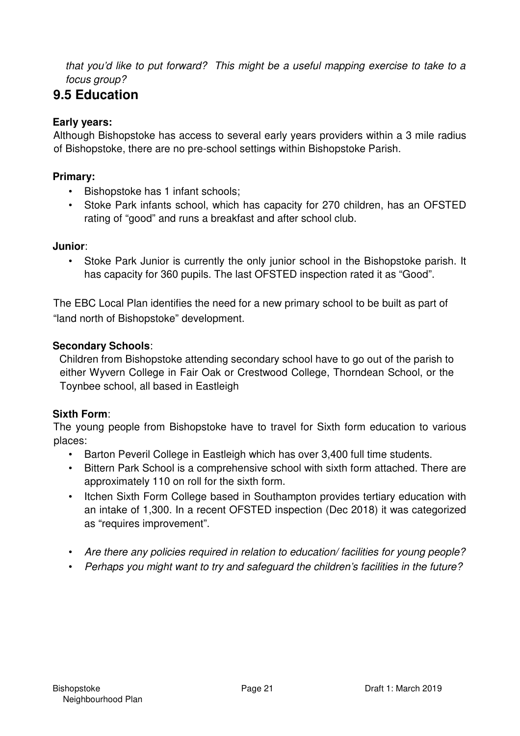*that you'd like to put forward? This might be a useful mapping exercise to take to a focus group?*

## 9.5 Education

**Early years:**

Although Bishopstoke has access to several early years providers within a 3 mile radius of Bishopstoke, there are no pre-school settings within Bishopstoke Parish.

**Primary:**

- Bishopstoke has 1 infant schools;
- Stoke Park infants school, which has capacity for 270 children, has an OFSTED rating of "good" and runs a breakfast and after school club.

**Junior**:

- Stoke Park Junior is currently the only junior school in the Bishopstoke parish. It has capacity for 360 pupils. The last OFSTED inspection rated it as "Good".

The EBC Local Plan identifies the need for a new primary school to be built as part of "land north of Bishopstoke" development.

**Secondary Schools**:

Children from Bishopstoke attending secondary school have to go out of the parish to either Wyvern College in Fair Oak or Crestwood College, Thorndean School, or the Toynbee school, all based in Eastleigh

**Sixth Form**:

The young people from Bishopstoke have to travel for Sixth form education to various places:

- Barton Peveril College in Eastleigh which has over 3,400 full time students.
- Bittern Park School is a comprehensive school with sixth form attached. There are approximately 110 on roll for the sixth form.
- Itchen Sixth Form College based in Southampton provides tertiary education with an intake of 1,300. In a recent OFSTED inspection (Dec 2018) it was categorized as "requires improvement".

- *Are there any policies required in relation to education/ facilities for young people?*
- *Perhaps you might want to try and safeguard the children's facilities in the future?*